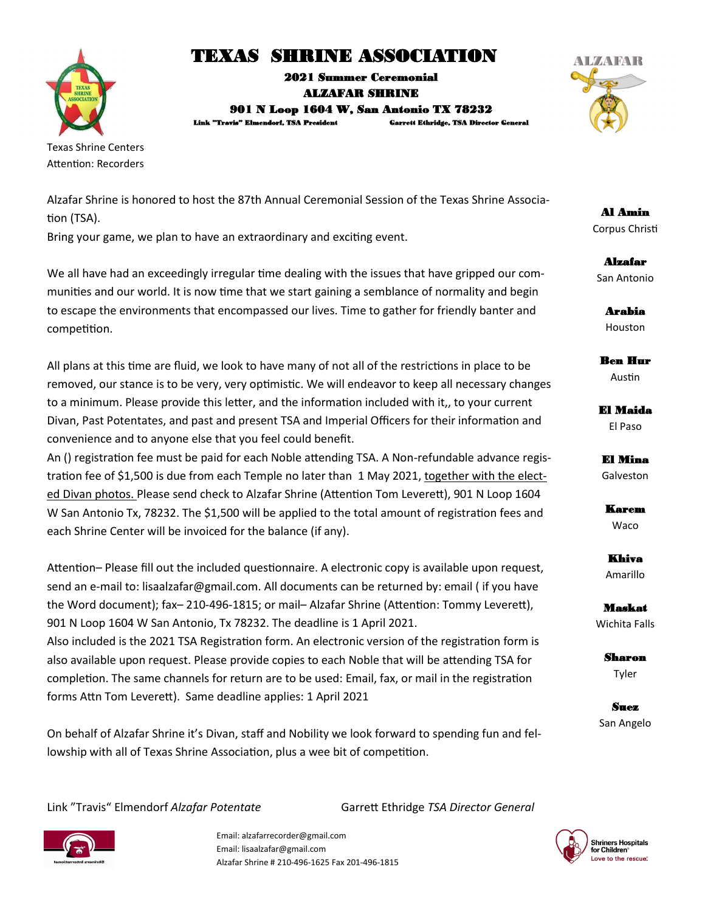# TEXAS SHRINE ASSOCIATION

**2021 Summer Ceremonial**

**ALZAFAR SHRINE**

**901 N Loop 1604 W, San Antonio TX 78232**

**Link "Travis" Elmendorf, TSA President** **Garrett Ethridge, TSA Director General**

ALZAFAR

Texas Shrine Centers
Attention: Recorders

Alzafar Shrine is honored to host the 87th Annual Ceremonial Session of the Texas Shrine Association (TSA).
Bring your game, we plan to have an extraordinary and exciting event.

We all have had an exceedingly irregular time dealing with the issues that have gripped our communities and our world. It is now time that we start gaining a semblance of normality and begin to escape the environments that encompassed our lives. Time to gather for friendly banter and competition.

All plans at this time are fluid, we look to have many of not all of the restrictions in place to be removed, our stance is to be very, very optimistic. We will endeavor to keep all necessary changes to a minimum. Please provide this letter, and the information included with it,, to your current Divan, Past Potentates, and past and present TSA and Imperial Officers for their information and convenience and to anyone else that you feel could benefit.
An () registration fee must be paid for each Noble attending TSA. A Non-refundable advance registration fee of $1,500 is due from each Temple no later than 1 May 2021, together with the elected Divan photos. Please send check to Alzafar Shrine (Attention Tom Leverett), 901 N Loop 1604 W San Antonio Tx, 78232. The $1,500 will be applied to the total amount of registration fees and each Shrine Center will be invoiced for the balance (if any).

Attention– Please fill out the included questionnaire. A electronic copy is available upon request, send an e-mail to: lisaalzafar@gmail.com. All documents can be returned by: email ( if you have the Word document); fax– 210-496-1815; or mail– Alzafar Shrine (Attention: Tommy Leverett), 901 N Loop 1604 W San Antonio, Tx 78232. The deadline is 1 April 2021.
Also included is the 2021 TSA Registration form. An electronic version of the registration form is also available upon request. Please provide copies to each Noble that will be attending TSA for completion. The same channels for return are to be used: Email, fax, or mail in the registration forms Attn Tom Leverett). Same deadline applies: 1 April 2021

On behalf of Alzafar Shrine it's Divan, staff and Nobility we look forward to spending fun and fellowship with all of Texas Shrine Association, plus a wee bit of competition.

Link "Travis" Elmendorf *Alzafar Potentate* Garrett Ethridge *TSA Director General*

**Al Amin**
Corpus Christi

**Alzafar**
San Antonio

**Arabia**
Houston

**Ben Hur**
Austin

**El Maida**
El Paso

**El Mina**
Galveston

**Karem**
Waco

**Khiva**
Amarillo

**Maskat**
Wichita Falls

**Sharon**
Tyler

**Suez**
San Angelo

Email: alzafarrecorder@gmail.com
Email: lisaalzafar@gmail.com
Alzafar Shrine # 210-496-1625 Fax 201-496-1815

Shriners Hospitals for Children® Love to the rescue®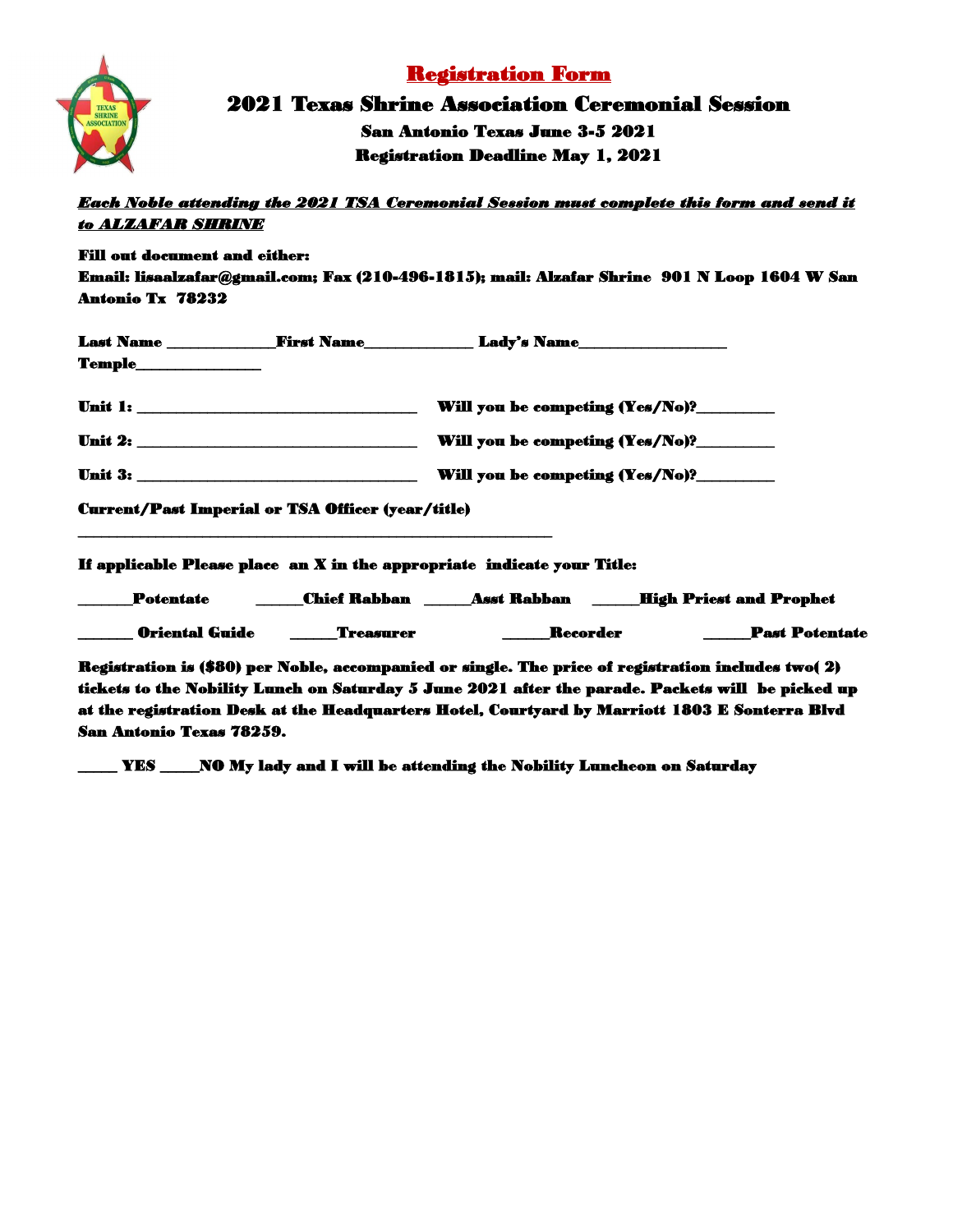# Registration Form

## 2021 Texas Shrine Association Ceremonial Session

### San Antonio Texas June 3-5 2021

### Registration Deadline May 1, 2021

***Each Noble attending the 2021 TSA Ceremonial Session must complete this form and send it to ALZAFAR SHRINE***

**Fill out document and either:**

**Email: lisaalzafar@gmail.com; Fax (210-496-1815); mail: Alzafar Shrine 901 N Loop 1604 W San Antonio Tx 78232**

**Last Name** _____________ **First Name** _____________ **Lady's Name** __________________

**Temple** _______________

**Unit 1:** ___________________________________ **Will you be competing (Yes/No)?** __________

**Unit 2:** ___________________________________ **Will you be competing (Yes/No)?** __________

**Unit 3:** ___________________________________ **Will you be competing (Yes/No)?** __________

**Current/Past Imperial or TSA Officer (year/title)**

____________________________________________________________

**If applicable Please place an X in the appropriate indicate your Title:**

_______ **Potentate** ______ **Chief Rabban** ______ **Asst Rabban** ______ **High Priest and Prophet**

_______ **Oriental Guide** ______ **Treasurer** ______ **Recorder** ______ **Past Potentate**

**Registration is ($80) per Noble, accompanied or single. The price of registration includes two( 2) tickets to the Nobility Lunch on Saturday 5 June 2021 after the parade. Packets will be picked up at the registration Desk at the Headquarters Hotel, Courtyard by Marriott 1803 E Sonterra Blvd San Antonio Texas 78259.**

_____ **YES** _____ **NO My lady and I will be attending the Nobility Luncheon on Saturday**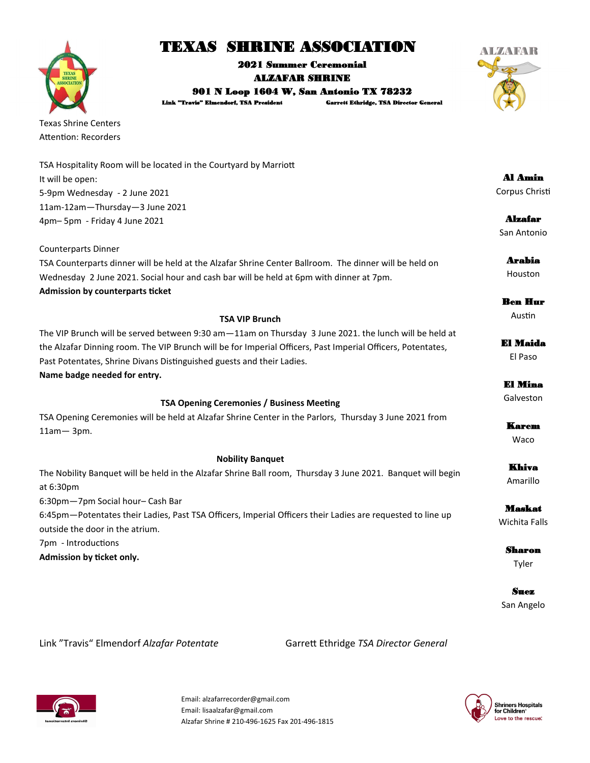# TEXAS SHRINE ASSOCIATION

**2021 Summer Ceremonial**

**ALZAFAR SHRINE**

**901 N Loop 1604 W, San Antonio TX 78232**

**Link "Travis" Elmendorf, TSA President** **Garrett Ethridge, TSA Director General**

ALZAFAR

Texas Shrine Centers
Attention: Recorders

TSA Hospitality Room will be located in the Courtyard by Marriott
It will be open:
5-9pm Wednesday - 2 June 2021
11am-12am—Thursday—3 June 2021
4pm– 5pm - Friday 4 June 2021

Counterparts Dinner
TSA Counterparts dinner will be held at the Alzafar Shrine Center Ballroom. The dinner will be held on Wednesday 2 June 2021. Social hour and cash bar will be held at 6pm with dinner at 7pm.
**Admission by counterparts ticket**

**TSA VIP Brunch**

The VIP Brunch will be served between 9:30 am—11am on Thursday 3 June 2021. the lunch will be held at the Alzafar Dinning room. The VIP Brunch will be for Imperial Officers, Past Imperial Officers, Potentates, Past Potentates, Shrine Divans Distinguished guests and their Ladies.
**Name badge needed for entry.**

**TSA Opening Ceremonies / Business Meeting**

TSA Opening Ceremonies will be held at Alzafar Shrine Center in the Parlors, Thursday 3 June 2021 from 11am— 3pm.

**Nobility Banquet**

The Nobility Banquet will be held in the Alzafar Shrine Ball room, Thursday 3 June 2021. Banquet will begin at 6:30pm
6:30pm—7pm Social hour– Cash Bar
6:45pm—Potentates their Ladies, Past TSA Officers, Imperial Officers their Ladies are requested to line up outside the door in the atrium.
7pm - Introductions
**Admission by ticket only.**

**Al Amin**
Corpus Christi

**Alzafar**
San Antonio

**Arabia**
Houston

**Ben Hur**
Austin

**El Maida**
El Paso

**El Mina**
Galveston

**Karem**
Waco

**Khiva**
Amarillo

**Maskat**
Wichita Falls

**Sharon**
Tyler

**Suez**
San Angelo

Link "Travis" Elmendorf *Alzafar Potentate* Garrett Ethridge *TSA Director General*

Email: alzafarrecorder@gmail.com
Email: lisaalzafar@gmail.com
Alzafar Shrine # 210-496-1625 Fax 201-496-1815

Shriners Hospitals for Children
Love to the rescue.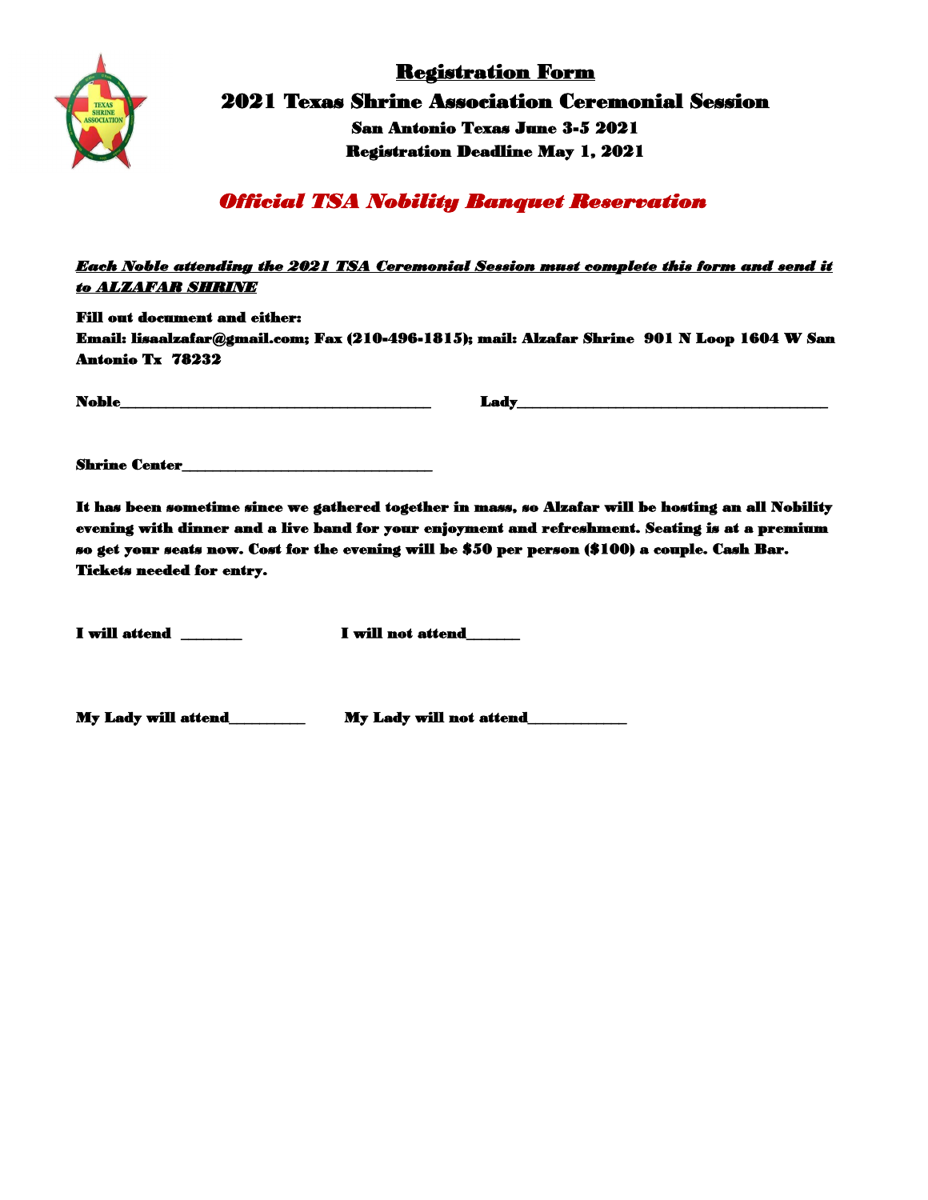# Registration Form

## 2021 Texas Shrine Association Ceremonial Session

**San Antonio Texas June 3-5 2021**

**Registration Deadline May 1, 2021**

## *Official TSA Nobility Banquet Reservation*

***Each Noble attending the 2021 TSA Ceremonial Session must complete this form and send it to ALZAFAR SHRINE***

**Fill out document and either:**

**Email: lisaalzafar@gmail.com; Fax (210-496-1815); mail: Alzafar Shrine 901 N Loop 1604 W San Antonio Tx 78232**

**Noble**_________________________________________ **Lady**_________________________________________

**Shrine Center**__________________________________

**It has been sometime since we gathered together in mass, so Alzafar will be hosting an all Nobility evening with dinner and a live band for your enjoyment and refreshment. Seating is at a premium so get your seats now. Cost for the evening will be $50 per person ($100) a couple. Cash Bar. Tickets needed for entry.**

**I will attend** ________ **I will not attend**_______

**My Lady will attend**__________ **My Lady will not attend**_____________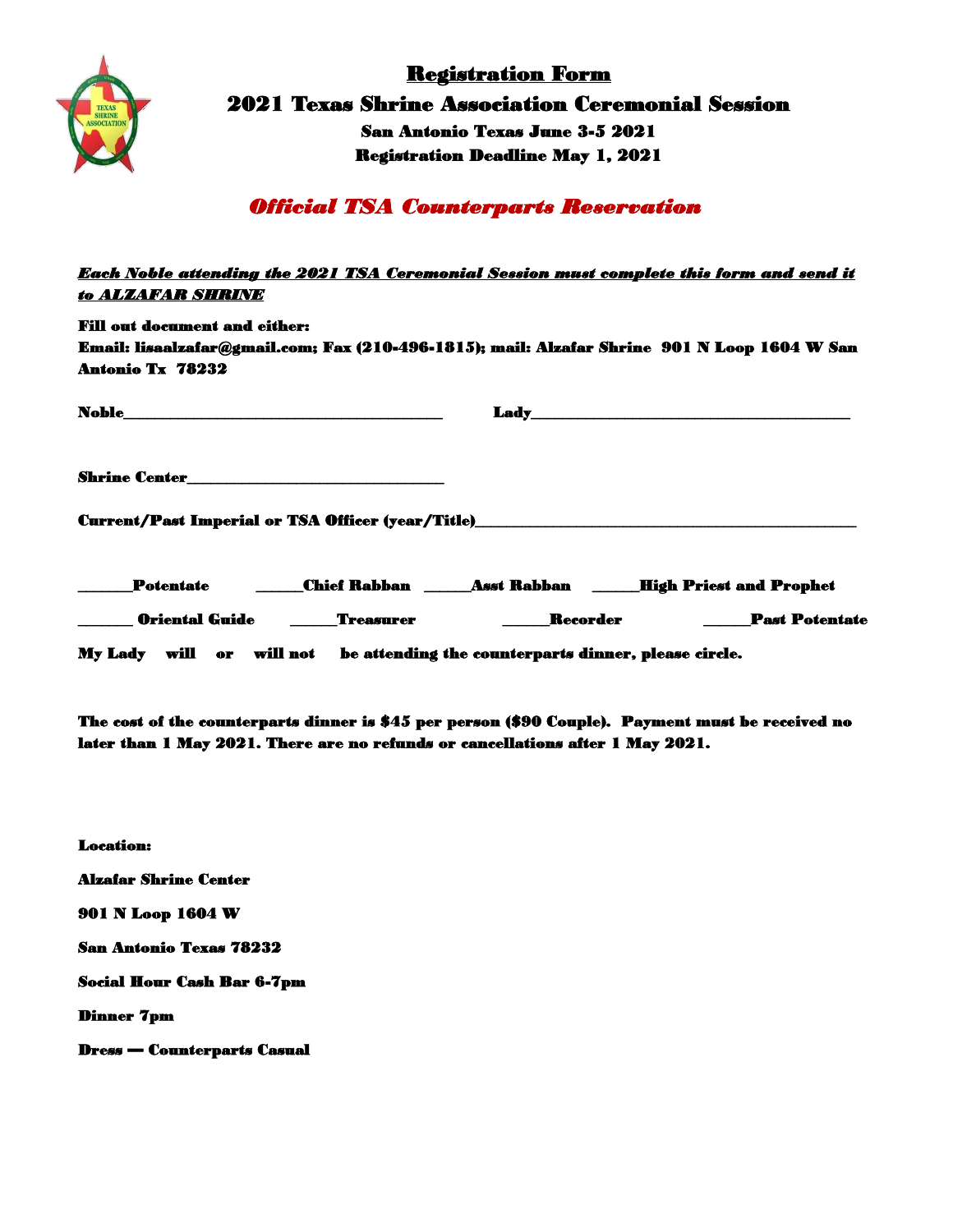# Registration Form

## 2021 Texas Shrine Association Ceremonial Session

**San Antonio Texas June 3-5 2021**

**Registration Deadline May 1, 2021**

***Official TSA Counterparts Reservation***

***Each Noble attending the 2021 TSA Ceremonial Session must complete this form and send it to ALZAFAR SHRINE***

**Fill out document and either:**

**Email: lisaalzafar@gmail.com; Fax (210-496-1815); mail: Alzafar Shrine 901 N Loop 1604 W San Antonio Tx 78232**

**Noble**________________________________________ **Lady**________________________________________

**Shrine Center**__________________________________

**Current/Past Imperial or TSA Officer (year/Title)**________________________________________________

______**Potentate** ______**Chief Rabban** ______**Asst Rabban** ______**High Priest and Prophet**

______ **Oriental Guide** ______**Treasurer** ______**Recorder** ______**Past Potentate**

**My Lady will or will not be attending the counterparts dinner, please circle.**

**The cost of the counterparts dinner is $45 per person ($90 Couple). Payment must be received no later than 1 May 2021. There are no refunds or cancellations after 1 May 2021.**

**Location:**

**Alzafar Shrine Center**

**901 N Loop 1604 W**

**San Antonio Texas 78232**

**Social Hour Cash Bar 6-7pm**

**Dinner 7pm**

**Dress — Counterparts Casual**